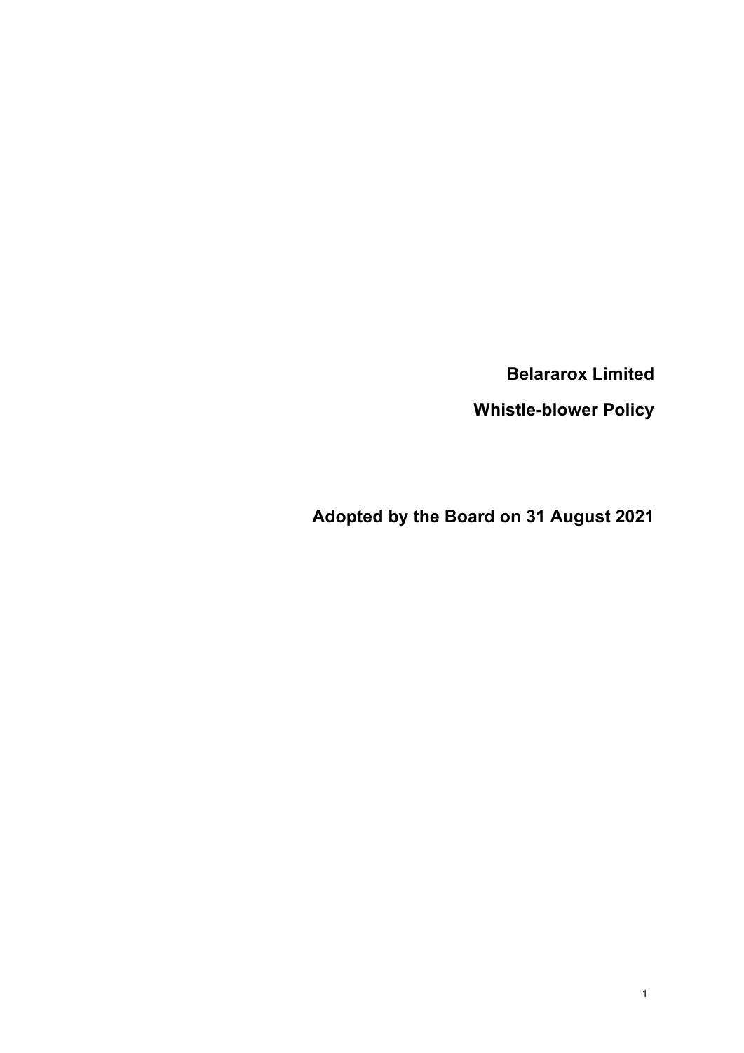**Belararox Limited**

**Whistle-blower Policy**

**Adopted by the Board on 31 August 2021**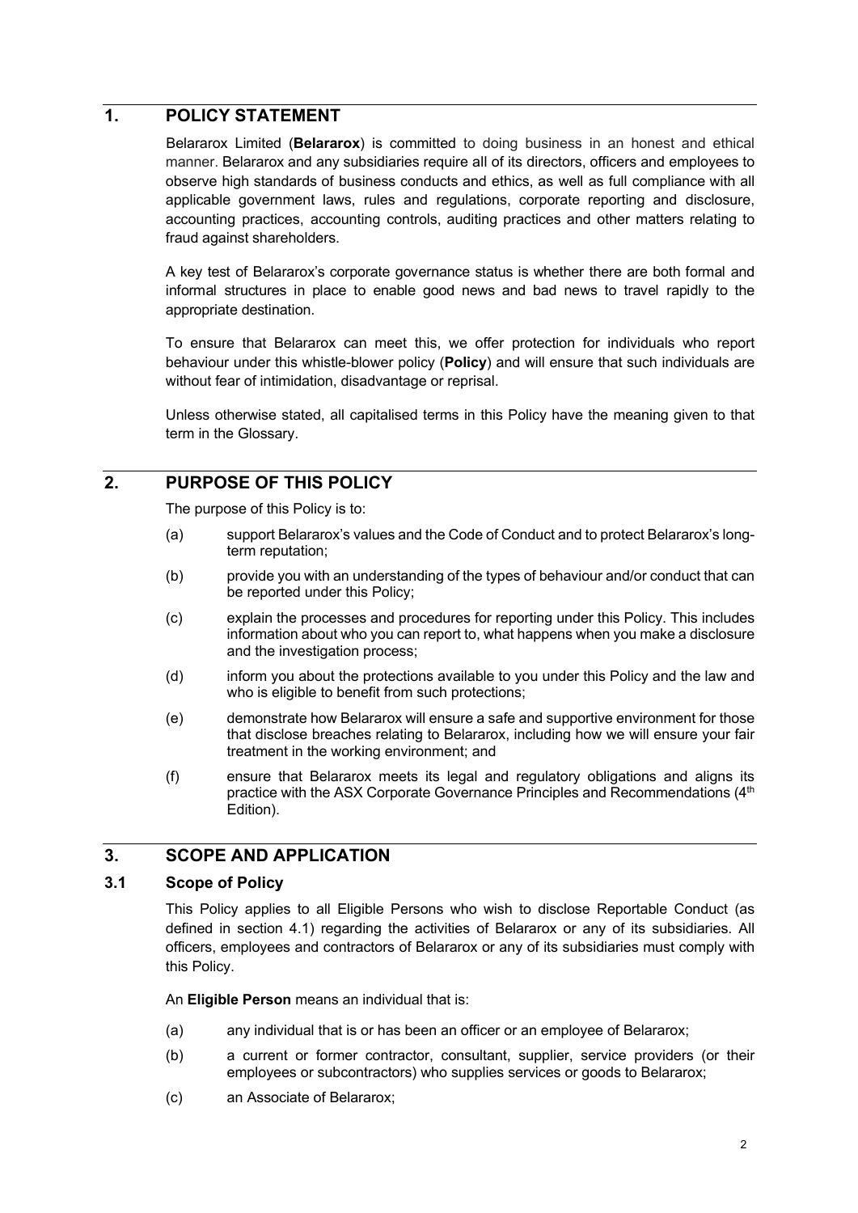## 1. POLICY STATEMENT

Belararox Limited (**Belararox**) is committed to doing business in an honest and ethical manner. Belararox and any subsidiaries require all of its directors, officers and employees to observe high standards of business conducts and ethics, as well as full compliance with all applicable government laws, rules and regulations, corporate reporting and disclosure, accounting practices, accounting controls, auditing practices and other matters relating to fraud against shareholders.

A key test of Belararox's corporate governance status is whether there are both formal and informal structures in place to enable good news and bad news to travel rapidly to the appropriate destination.

To ensure that Belararox can meet this, we offer protection for individuals who report behaviour under this whistle-blower policy (**Policy**) and will ensure that such individuals are without fear of intimidation, disadvantage or reprisal.

Unless otherwise stated, all capitalised terms in this Policy have the meaning given to that term in the Glossary.

## 2. PURPOSE OF THIS POLICY

The purpose of this Policy is to:

(a) support Belararox's values and the Code of Conduct and to protect Belararox's long-term reputation;

(b) provide you with an understanding of the types of behaviour and/or conduct that can be reported under this Policy;

(c) explain the processes and procedures for reporting under this Policy. This includes information about who you can report to, what happens when you make a disclosure and the investigation process;

(d) inform you about the protections available to you under this Policy and the law and who is eligible to benefit from such protections;

(e) demonstrate how Belararox will ensure a safe and supportive environment for those that disclose breaches relating to Belararox, including how we will ensure your fair treatment in the working environment; and

(f) ensure that Belararox meets its legal and regulatory obligations and aligns its practice with the ASX Corporate Governance Principles and Recommendations (4th Edition).

## 3. SCOPE AND APPLICATION

### 3.1 Scope of Policy

This Policy applies to all Eligible Persons who wish to disclose Reportable Conduct (as defined in section 4.1) regarding the activities of Belararox or any of its subsidiaries. All officers, employees and contractors of Belararox or any of its subsidiaries must comply with this Policy.

An **Eligible Person** means an individual that is:

(a) any individual that is or has been an officer or an employee of Belararox;

(b) a current or former contractor, consultant, supplier, service providers (or their employees or subcontractors) who supplies services or goods to Belararox;

(c) an Associate of Belararox;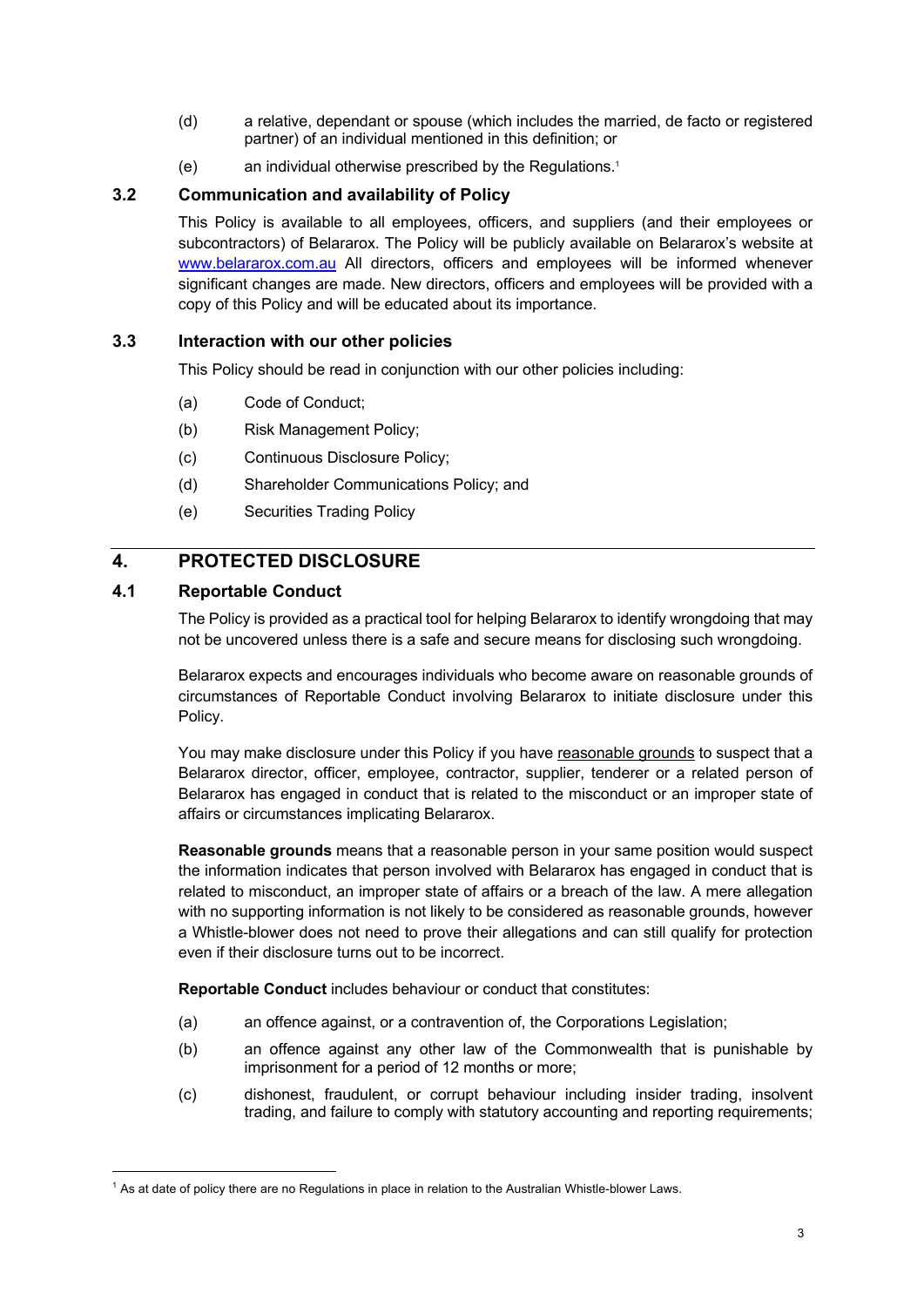(d) a relative, dependant or spouse (which includes the married, de facto or registered partner) of an individual mentioned in this definition; or

(e) an individual otherwise prescribed by the Regulations.[1]

### 3.2 Communication and availability of Policy

This Policy is available to all employees, officers, and suppliers (and their employees or subcontractors) of Belararox. The Policy will be publicly available on Belararox's website at [www.belararox.com.au](www.belararox.com.au) All directors, officers and employees will be informed whenever significant changes are made. New directors, officers and employees will be provided with a copy of this Policy and will be educated about its importance.

### 3.3 Interaction with our other policies

This Policy should be read in conjunction with our other policies including:

(a) Code of Conduct;

(b) Risk Management Policy;

(c) Continuous Disclosure Policy;

(d) Shareholder Communications Policy; and

(e) Securities Trading Policy

## 4. PROTECTED DISCLOSURE

### 4.1 Reportable Conduct

The Policy is provided as a practical tool for helping Belararox to identify wrongdoing that may not be uncovered unless there is a safe and secure means for disclosing such wrongdoing.

Belararox expects and encourages individuals who become aware on reasonable grounds of circumstances of Reportable Conduct involving Belararox to initiate disclosure under this Policy.

You may make disclosure under this Policy if you have <u>reasonable grounds</u> to suspect that a Belararox director, officer, employee, contractor, supplier, tenderer or a related person of Belararox has engaged in conduct that is related to the misconduct or an improper state of affairs or circumstances implicating Belararox.

**Reasonable grounds** means that a reasonable person in your same position would suspect the information indicates that person involved with Belararox has engaged in conduct that is related to misconduct, an improper state of affairs or a breach of the law. A mere allegation with no supporting information is not likely to be considered as reasonable grounds, however a Whistle-blower does not need to prove their allegations and can still qualify for protection even if their disclosure turns out to be incorrect.

**Reportable Conduct** includes behaviour or conduct that constitutes:

(a) an offence against, or a contravention of, the Corporations Legislation;

(b) an offence against any other law of the Commonwealth that is punishable by imprisonment for a period of 12 months or more;

(c) dishonest, fraudulent, or corrupt behaviour including insider trading, insolvent trading, and failure to comply with statutory accounting and reporting requirements;

[1] As at date of policy there are no Regulations in place in relation to the Australian Whistle-blower Laws.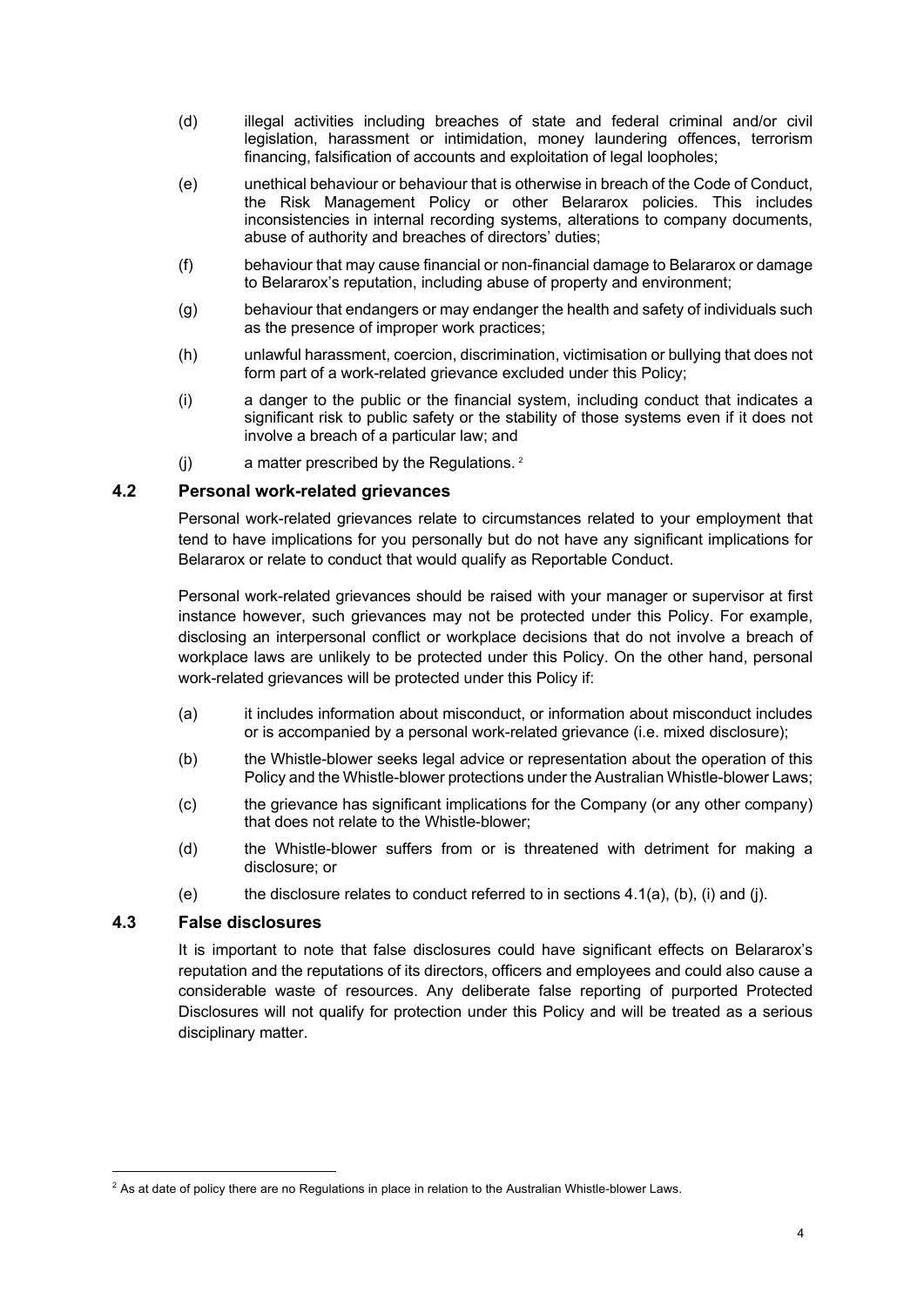(d) illegal activities including breaches of state and federal criminal and/or civil legislation, harassment or intimidation, money laundering offences, terrorism financing, falsification of accounts and exploitation of legal loopholes;

(e) unethical behaviour or behaviour that is otherwise in breach of the Code of Conduct, the Risk Management Policy or other Belararox policies. This includes inconsistencies in internal recording systems, alterations to company documents, abuse of authority and breaches of directors' duties;

(f) behaviour that may cause financial or non-financial damage to Belararox or damage to Belararox's reputation, including abuse of property and environment;

(g) behaviour that endangers or may endanger the health and safety of individuals such as the presence of improper work practices;

(h) unlawful harassment, coercion, discrimination, victimisation or bullying that does not form part of a work-related grievance excluded under this Policy;

(i) a danger to the public or the financial system, including conduct that indicates a significant risk to public safety or the stability of those systems even if it does not involve a breach of a particular law; and

(j) a matter prescribed by the Regulations. [2]

## 4.2 Personal work-related grievances

Personal work-related grievances relate to circumstances related to your employment that tend to have implications for you personally but do not have any significant implications for Belararox or relate to conduct that would qualify as Reportable Conduct.

Personal work-related grievances should be raised with your manager or supervisor at first instance however, such grievances may not be protected under this Policy. For example, disclosing an interpersonal conflict or workplace decisions that do not involve a breach of workplace laws are unlikely to be protected under this Policy. On the other hand, personal work-related grievances will be protected under this Policy if:

(a) it includes information about misconduct, or information about misconduct includes or is accompanied by a personal work-related grievance (i.e. mixed disclosure);

(b) the Whistle-blower seeks legal advice or representation about the operation of this Policy and the Whistle-blower protections under the Australian Whistle-blower Laws;

(c) the grievance has significant implications for the Company (or any other company) that does not relate to the Whistle-blower;

(d) the Whistle-blower suffers from or is threatened with detriment for making a disclosure; or

(e) the disclosure relates to conduct referred to in sections 4.1(a), (b), (i) and (j).

## 4.3 False disclosures

It is important to note that false disclosures could have significant effects on Belararox's reputation and the reputations of its directors, officers and employees and could also cause a considerable waste of resources. Any deliberate false reporting of purported Protected Disclosures will not qualify for protection under this Policy and will be treated as a serious disciplinary matter.

[2] As at date of policy there are no Regulations in place in relation to the Australian Whistle-blower Laws.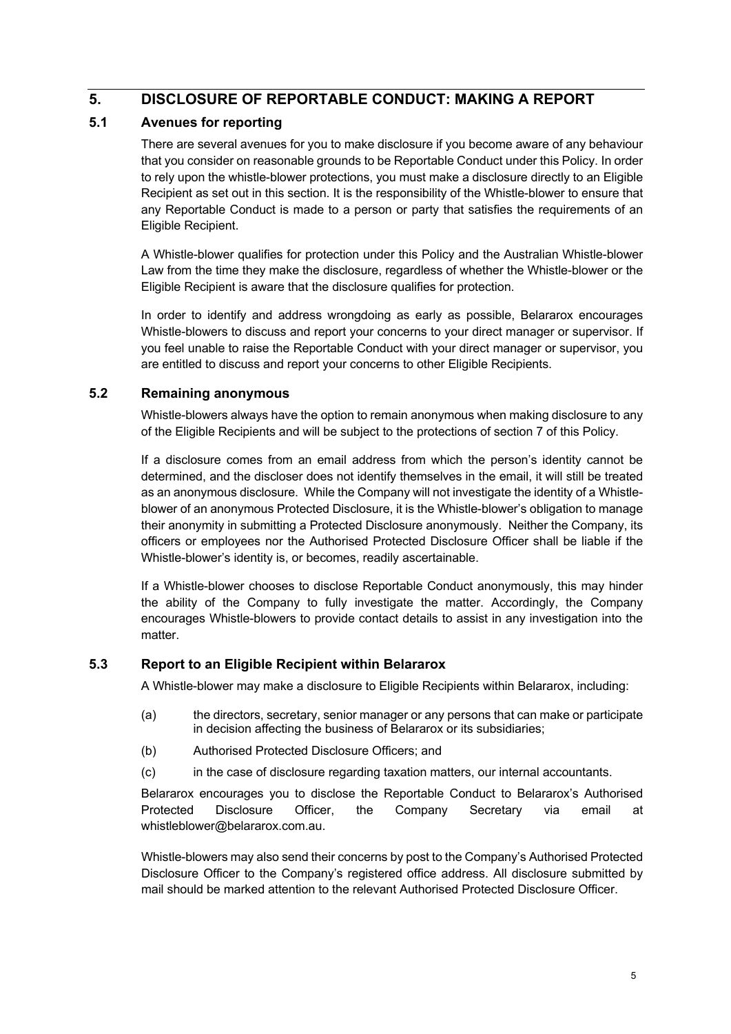## 5. DISCLOSURE OF REPORTABLE CONDUCT: MAKING A REPORT

### 5.1 Avenues for reporting

There are several avenues for you to make disclosure if you become aware of any behaviour that you consider on reasonable grounds to be Reportable Conduct under this Policy. In order to rely upon the whistle-blower protections, you must make a disclosure directly to an Eligible Recipient as set out in this section. It is the responsibility of the Whistle-blower to ensure that any Reportable Conduct is made to a person or party that satisfies the requirements of an Eligible Recipient.

A Whistle-blower qualifies for protection under this Policy and the Australian Whistle-blower Law from the time they make the disclosure, regardless of whether the Whistle-blower or the Eligible Recipient is aware that the disclosure qualifies for protection.

In order to identify and address wrongdoing as early as possible, Belararox encourages Whistle-blowers to discuss and report your concerns to your direct manager or supervisor. If you feel unable to raise the Reportable Conduct with your direct manager or supervisor, you are entitled to discuss and report your concerns to other Eligible Recipients.

### 5.2 Remaining anonymous

Whistle-blowers always have the option to remain anonymous when making disclosure to any of the Eligible Recipients and will be subject to the protections of section 7 of this Policy.

If a disclosure comes from an email address from which the person's identity cannot be determined, and the discloser does not identify themselves in the email, it will still be treated as an anonymous disclosure. While the Company will not investigate the identity of a Whistle-blower of an anonymous Protected Disclosure, it is the Whistle-blower's obligation to manage their anonymity in submitting a Protected Disclosure anonymously. Neither the Company, its officers or employees nor the Authorised Protected Disclosure Officer shall be liable if the Whistle-blower's identity is, or becomes, readily ascertainable.

If a Whistle-blower chooses to disclose Reportable Conduct anonymously, this may hinder the ability of the Company to fully investigate the matter. Accordingly, the Company encourages Whistle-blowers to provide contact details to assist in any investigation into the matter.

### 5.3 Report to an Eligible Recipient within Belararox

A Whistle-blower may make a disclosure to Eligible Recipients within Belararox, including:

(a) the directors, secretary, senior manager or any persons that can make or participate in decision affecting the business of Belararox or its subsidiaries;

(b) Authorised Protected Disclosure Officers; and

(c) in the case of disclosure regarding taxation matters, our internal accountants.

Belararox encourages you to disclose the Reportable Conduct to Belararox's Authorised Protected Disclosure Officer, the Company Secretary via email at whistleblower@belararox.com.au.

Whistle-blowers may also send their concerns by post to the Company's Authorised Protected Disclosure Officer to the Company's registered office address. All disclosure submitted by mail should be marked attention to the relevant Authorised Protected Disclosure Officer.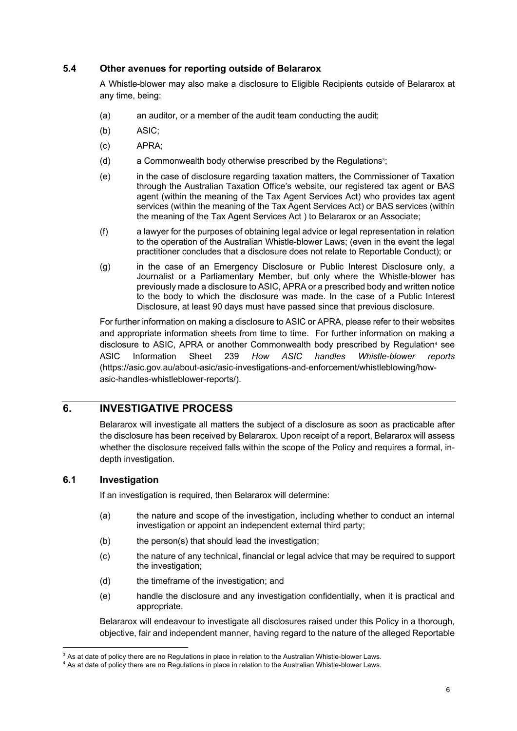### 5.4 Other avenues for reporting outside of Belararox

A Whistle-blower may also make a disclosure to Eligible Recipients outside of Belararox at any time, being:

(a) an auditor, or a member of the audit team conducting the audit;

(b) ASIC;

(c) APRA;

(d) a Commonwealth body otherwise prescribed by the Regulations[3];

(e) in the case of disclosure regarding taxation matters, the Commissioner of Taxation through the Australian Taxation Office's website, our registered tax agent or BAS agent (within the meaning of the Tax Agent Services Act) who provides tax agent services (within the meaning of the Tax Agent Services Act) or BAS services (within the meaning of the Tax Agent Services Act ) to Belararox or an Associate;

(f) a lawyer for the purposes of obtaining legal advice or legal representation in relation to the operation of the Australian Whistle-blower Laws; (even in the event the legal practitioner concludes that a disclosure does not relate to Reportable Conduct); or

(g) in the case of an Emergency Disclosure or Public Interest Disclosure only, a Journalist or a Parliamentary Member, but only where the Whistle-blower has previously made a disclosure to ASIC, APRA or a prescribed body and written notice to the body to which the disclosure was made. In the case of a Public Interest Disclosure, at least 90 days must have passed since that previous disclosure.

For further information on making a disclosure to ASIC or APRA, please refer to their websites and appropriate information sheets from time to time. For further information on making a disclosure to ASIC, APRA or another Commonwealth body prescribed by Regulation[4] see ASIC Information Sheet 239 *How ASIC handles Whistle-blower reports* (https://asic.gov.au/about-asic/asic-investigations-and-enforcement/whistleblowing/how-asic-handles-whistleblower-reports/).

## 6. INVESTIGATIVE PROCESS

Belararox will investigate all matters the subject of a disclosure as soon as practicable after the disclosure has been received by Belararox. Upon receipt of a report, Belararox will assess whether the disclosure received falls within the scope of the Policy and requires a formal, in-depth investigation.

### 6.1 Investigation

If an investigation is required, then Belararox will determine:

(a) the nature and scope of the investigation, including whether to conduct an internal investigation or appoint an independent external third party;

(b) the person(s) that should lead the investigation;

(c) the nature of any technical, financial or legal advice that may be required to support the investigation;

(d) the timeframe of the investigation; and

(e) handle the disclosure and any investigation confidentially, when it is practical and appropriate.

Belararox will endeavour to investigate all disclosures raised under this Policy in a thorough, objective, fair and independent manner, having regard to the nature of the alleged Reportable

[3] As at date of policy there are no Regulations in place in relation to the Australian Whistle-blower Laws.

[4] As at date of policy there are no Regulations in place in relation to the Australian Whistle-blower Laws.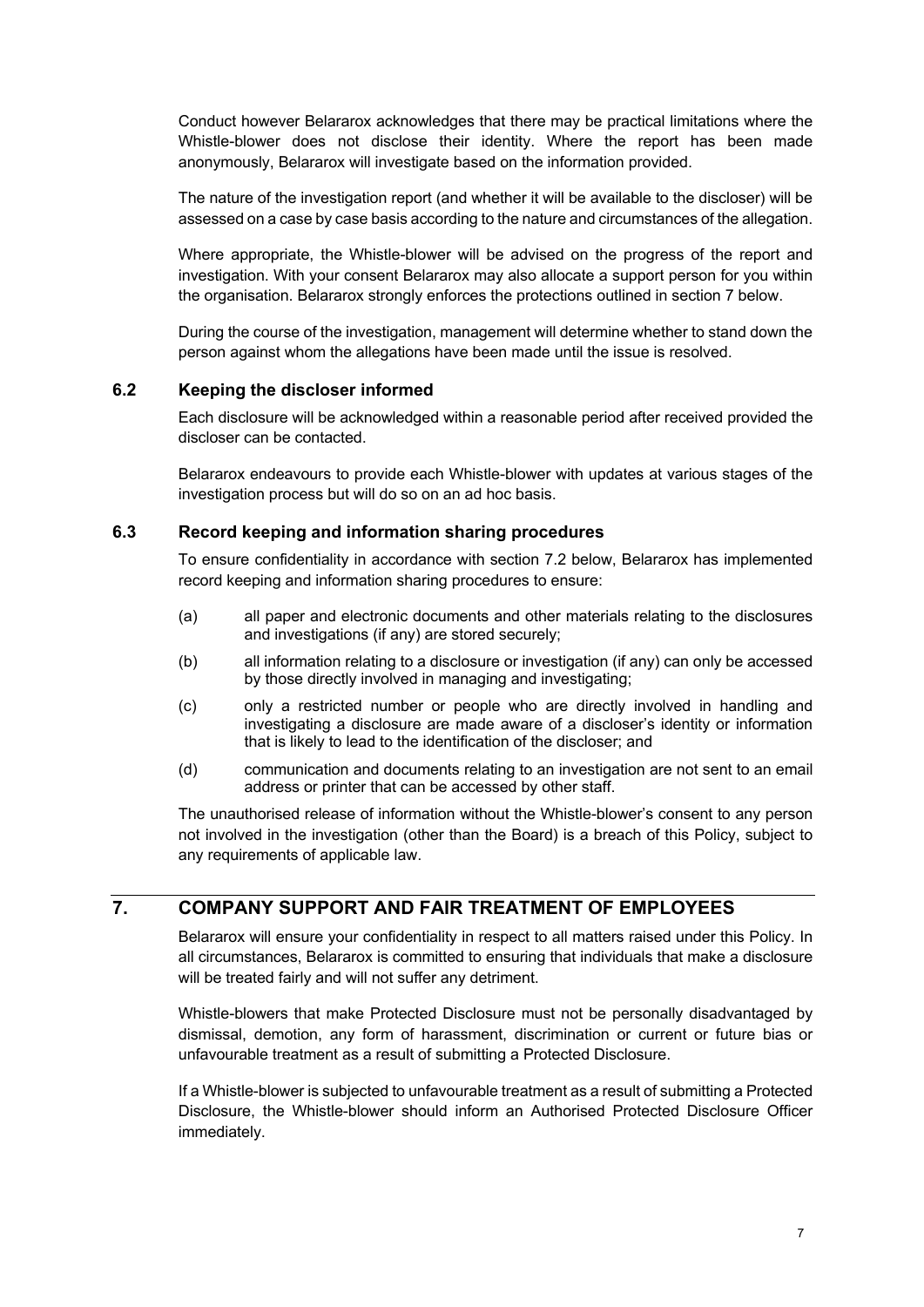Conduct however Belararox acknowledges that there may be practical limitations where the Whistle-blower does not disclose their identity. Where the report has been made anonymously, Belararox will investigate based on the information provided.

The nature of the investigation report (and whether it will be available to the discloser) will be assessed on a case by case basis according to the nature and circumstances of the allegation.

Where appropriate, the Whistle-blower will be advised on the progress of the report and investigation. With your consent Belararox may also allocate a support person for you within the organisation. Belararox strongly enforces the protections outlined in section 7 below.

During the course of the investigation, management will determine whether to stand down the person against whom the allegations have been made until the issue is resolved.

### 6.2 Keeping the discloser informed

Each disclosure will be acknowledged within a reasonable period after received provided the discloser can be contacted.

Belararox endeavours to provide each Whistle-blower with updates at various stages of the investigation process but will do so on an ad hoc basis.

### 6.3 Record keeping and information sharing procedures

To ensure confidentiality in accordance with section 7.2 below, Belararox has implemented record keeping and information sharing procedures to ensure:

(a) all paper and electronic documents and other materials relating to the disclosures and investigations (if any) are stored securely;

(b) all information relating to a disclosure or investigation (if any) can only be accessed by those directly involved in managing and investigating;

(c) only a restricted number or people who are directly involved in handling and investigating a disclosure are made aware of a discloser's identity or information that is likely to lead to the identification of the discloser; and

(d) communication and documents relating to an investigation are not sent to an email address or printer that can be accessed by other staff.

The unauthorised release of information without the Whistle-blower's consent to any person not involved in the investigation (other than the Board) is a breach of this Policy, subject to any requirements of applicable law.

## 7. COMPANY SUPPORT AND FAIR TREATMENT OF EMPLOYEES

Belararox will ensure your confidentiality in respect to all matters raised under this Policy. In all circumstances, Belararox is committed to ensuring that individuals that make a disclosure will be treated fairly and will not suffer any detriment.

Whistle-blowers that make Protected Disclosure must not be personally disadvantaged by dismissal, demotion, any form of harassment, discrimination or current or future bias or unfavourable treatment as a result of submitting a Protected Disclosure.

If a Whistle-blower is subjected to unfavourable treatment as a result of submitting a Protected Disclosure, the Whistle-blower should inform an Authorised Protected Disclosure Officer immediately.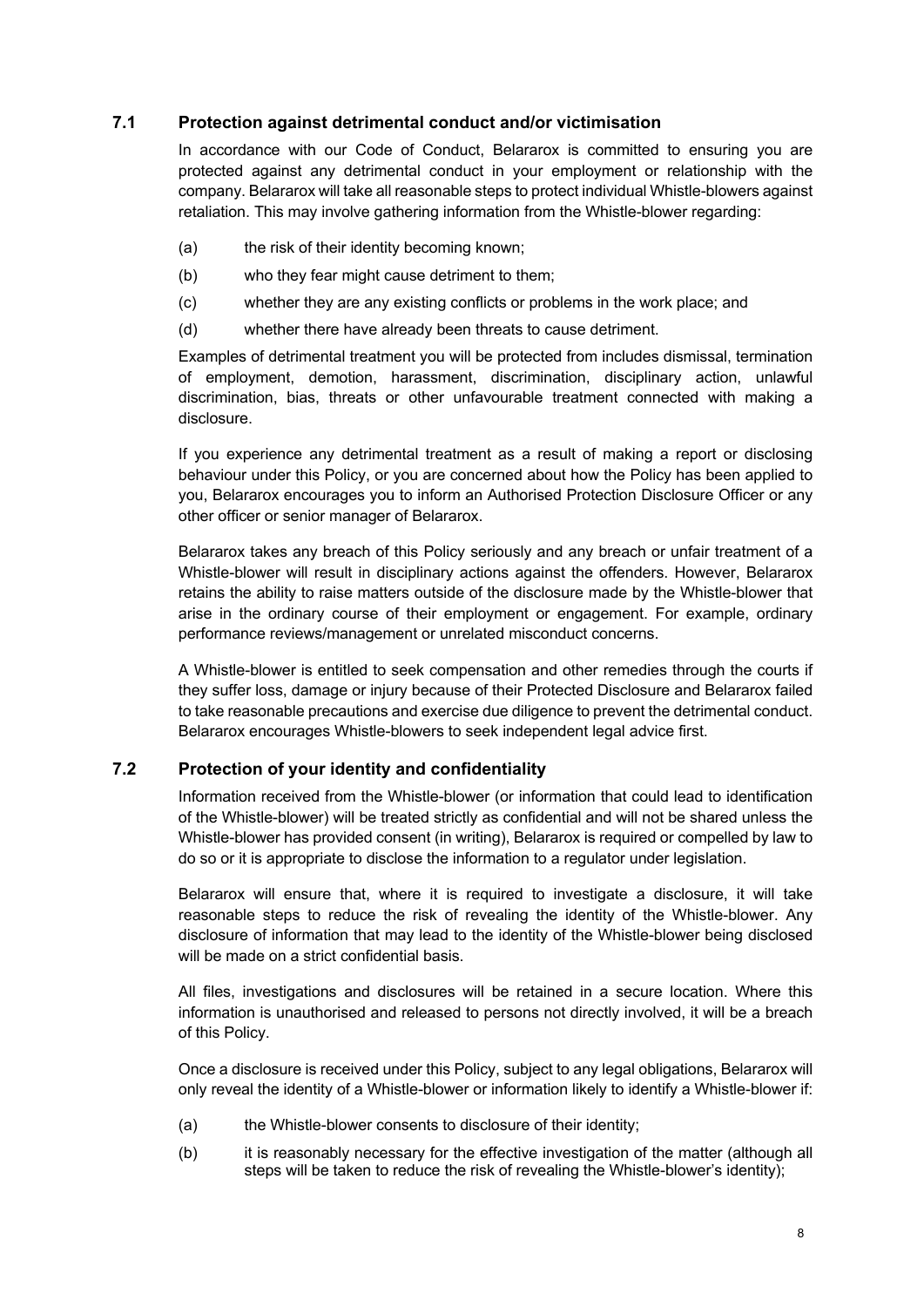### 7.1 Protection against detrimental conduct and/or victimisation

In accordance with our Code of Conduct, Belararox is committed to ensuring you are protected against any detrimental conduct in your employment or relationship with the company. Belararox will take all reasonable steps to protect individual Whistle-blowers against retaliation. This may involve gathering information from the Whistle-blower regarding:

(a) the risk of their identity becoming known;

(b) who they fear might cause detriment to them;

(c) whether they are any existing conflicts or problems in the work place; and

(d) whether there have already been threats to cause detriment.

Examples of detrimental treatment you will be protected from includes dismissal, termination of employment, demotion, harassment, discrimination, disciplinary action, unlawful discrimination, bias, threats or other unfavourable treatment connected with making a disclosure.

If you experience any detrimental treatment as a result of making a report or disclosing behaviour under this Policy, or you are concerned about how the Policy has been applied to you, Belararox encourages you to inform an Authorised Protection Disclosure Officer or any other officer or senior manager of Belararox.

Belararox takes any breach of this Policy seriously and any breach or unfair treatment of a Whistle-blower will result in disciplinary actions against the offenders. However, Belararox retains the ability to raise matters outside of the disclosure made by the Whistle-blower that arise in the ordinary course of their employment or engagement. For example, ordinary performance reviews/management or unrelated misconduct concerns.

A Whistle-blower is entitled to seek compensation and other remedies through the courts if they suffer loss, damage or injury because of their Protected Disclosure and Belararox failed to take reasonable precautions and exercise due diligence to prevent the detrimental conduct. Belararox encourages Whistle-blowers to seek independent legal advice first.

### 7.2 Protection of your identity and confidentiality

Information received from the Whistle-blower (or information that could lead to identification of the Whistle-blower) will be treated strictly as confidential and will not be shared unless the Whistle-blower has provided consent (in writing), Belararox is required or compelled by law to do so or it is appropriate to disclose the information to a regulator under legislation.

Belararox will ensure that, where it is required to investigate a disclosure, it will take reasonable steps to reduce the risk of revealing the identity of the Whistle-blower. Any disclosure of information that may lead to the identity of the Whistle-blower being disclosed will be made on a strict confidential basis.

All files, investigations and disclosures will be retained in a secure location. Where this information is unauthorised and released to persons not directly involved, it will be a breach of this Policy.

Once a disclosure is received under this Policy, subject to any legal obligations, Belararox will only reveal the identity of a Whistle-blower or information likely to identify a Whistle-blower if:

(a) the Whistle-blower consents to disclosure of their identity;

(b) it is reasonably necessary for the effective investigation of the matter (although all steps will be taken to reduce the risk of revealing the Whistle-blower's identity);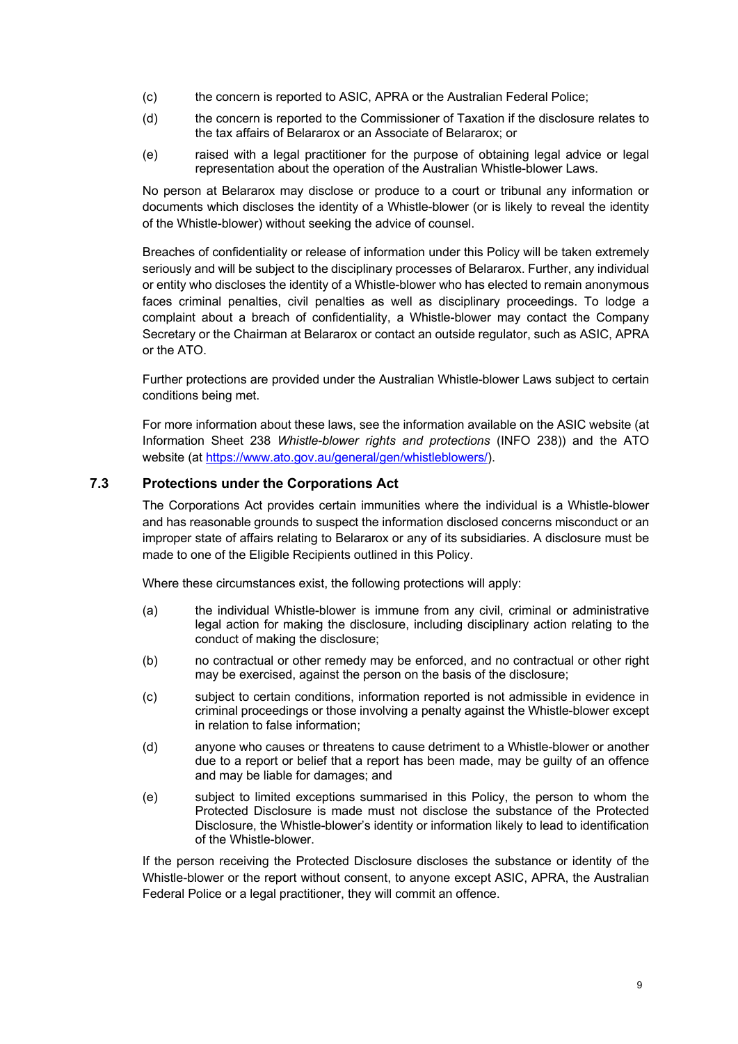(c) the concern is reported to ASIC, APRA or the Australian Federal Police;

(d) the concern is reported to the Commissioner of Taxation if the disclosure relates to the tax affairs of Belararox or an Associate of Belararox; or

(e) raised with a legal practitioner for the purpose of obtaining legal advice or legal representation about the operation of the Australian Whistle-blower Laws.

No person at Belararox may disclose or produce to a court or tribunal any information or documents which discloses the identity of a Whistle-blower (or is likely to reveal the identity of the Whistle-blower) without seeking the advice of counsel.

Breaches of confidentiality or release of information under this Policy will be taken extremely seriously and will be subject to the disciplinary processes of Belararox. Further, any individual or entity who discloses the identity of a Whistle-blower who has elected to remain anonymous faces criminal penalties, civil penalties as well as disciplinary proceedings. To lodge a complaint about a breach of confidentiality, a Whistle-blower may contact the Company Secretary or the Chairman at Belararox or contact an outside regulator, such as ASIC, APRA or the ATO.

Further protections are provided under the Australian Whistle-blower Laws subject to certain conditions being met.

For more information about these laws, see the information available on the ASIC website (at Information Sheet 238 *Whistle-blower rights and protections* (INFO 238)) and the ATO website (at https://www.ato.gov.au/general/gen/whistleblowers/).

### 7.3 Protections under the Corporations Act

The Corporations Act provides certain immunities where the individual is a Whistle-blower and has reasonable grounds to suspect the information disclosed concerns misconduct or an improper state of affairs relating to Belararox or any of its subsidiaries. A disclosure must be made to one of the Eligible Recipients outlined in this Policy.

Where these circumstances exist, the following protections will apply:

(a) the individual Whistle-blower is immune from any civil, criminal or administrative legal action for making the disclosure, including disciplinary action relating to the conduct of making the disclosure;

(b) no contractual or other remedy may be enforced, and no contractual or other right may be exercised, against the person on the basis of the disclosure;

(c) subject to certain conditions, information reported is not admissible in evidence in criminal proceedings or those involving a penalty against the Whistle-blower except in relation to false information;

(d) anyone who causes or threatens to cause detriment to a Whistle-blower or another due to a report or belief that a report has been made, may be guilty of an offence and may be liable for damages; and

(e) subject to limited exceptions summarised in this Policy, the person to whom the Protected Disclosure is made must not disclose the substance of the Protected Disclosure, the Whistle-blower's identity or information likely to lead to identification of the Whistle-blower.

If the person receiving the Protected Disclosure discloses the substance or identity of the Whistle-blower or the report without consent, to anyone except ASIC, APRA, the Australian Federal Police or a legal practitioner, they will commit an offence.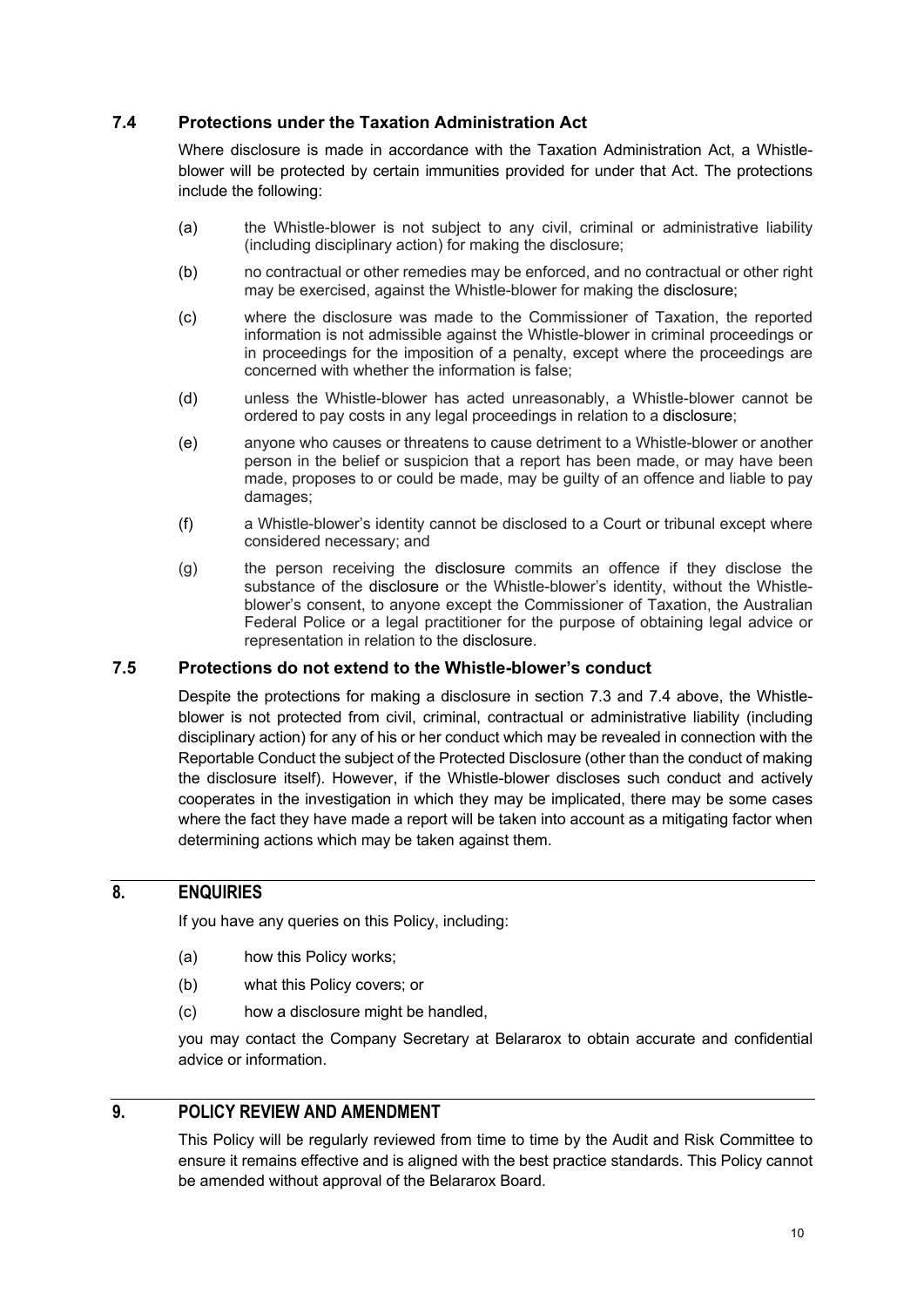### 7.4 Protections under the Taxation Administration Act

Where disclosure is made in accordance with the Taxation Administration Act, a Whistle-blower will be protected by certain immunities provided for under that Act. The protections include the following:

(a) the Whistle-blower is not subject to any civil, criminal or administrative liability (including disciplinary action) for making the disclosure;

(b) no contractual or other remedies may be enforced, and no contractual or other right may be exercised, against the Whistle-blower for making the disclosure;

(c) where the disclosure was made to the Commissioner of Taxation, the reported information is not admissible against the Whistle-blower in criminal proceedings or in proceedings for the imposition of a penalty, except where the proceedings are concerned with whether the information is false;

(d) unless the Whistle-blower has acted unreasonably, a Whistle-blower cannot be ordered to pay costs in any legal proceedings in relation to a disclosure;

(e) anyone who causes or threatens to cause detriment to a Whistle-blower or another person in the belief or suspicion that a report has been made, or may have been made, proposes to or could be made, may be guilty of an offence and liable to pay damages;

(f) a Whistle-blower's identity cannot be disclosed to a Court or tribunal except where considered necessary; and

(g) the person receiving the disclosure commits an offence if they disclose the substance of the disclosure or the Whistle-blower's identity, without the Whistle-blower's consent, to anyone except the Commissioner of Taxation, the Australian Federal Police or a legal practitioner for the purpose of obtaining legal advice or representation in relation to the disclosure.

### 7.5 Protections do not extend to the Whistle-blower's conduct

Despite the protections for making a disclosure in section 7.3 and 7.4 above, the Whistle-blower is not protected from civil, criminal, contractual or administrative liability (including disciplinary action) for any of his or her conduct which may be revealed in connection with the Reportable Conduct the subject of the Protected Disclosure (other than the conduct of making the disclosure itself). However, if the Whistle-blower discloses such conduct and actively cooperates in the investigation in which they may be implicated, there may be some cases where the fact they have made a report will be taken into account as a mitigating factor when determining actions which may be taken against them.

## 8. ENQUIRIES

If you have any queries on this Policy, including:

(a) how this Policy works;

(b) what this Policy covers; or

(c) how a disclosure might be handled,

you may contact the Company Secretary at Belararox to obtain accurate and confidential advice or information.

## 9. POLICY REVIEW AND AMENDMENT

This Policy will be regularly reviewed from time to time by the Audit and Risk Committee to ensure it remains effective and is aligned with the best practice standards. This Policy cannot be amended without approval of the Belararox Board.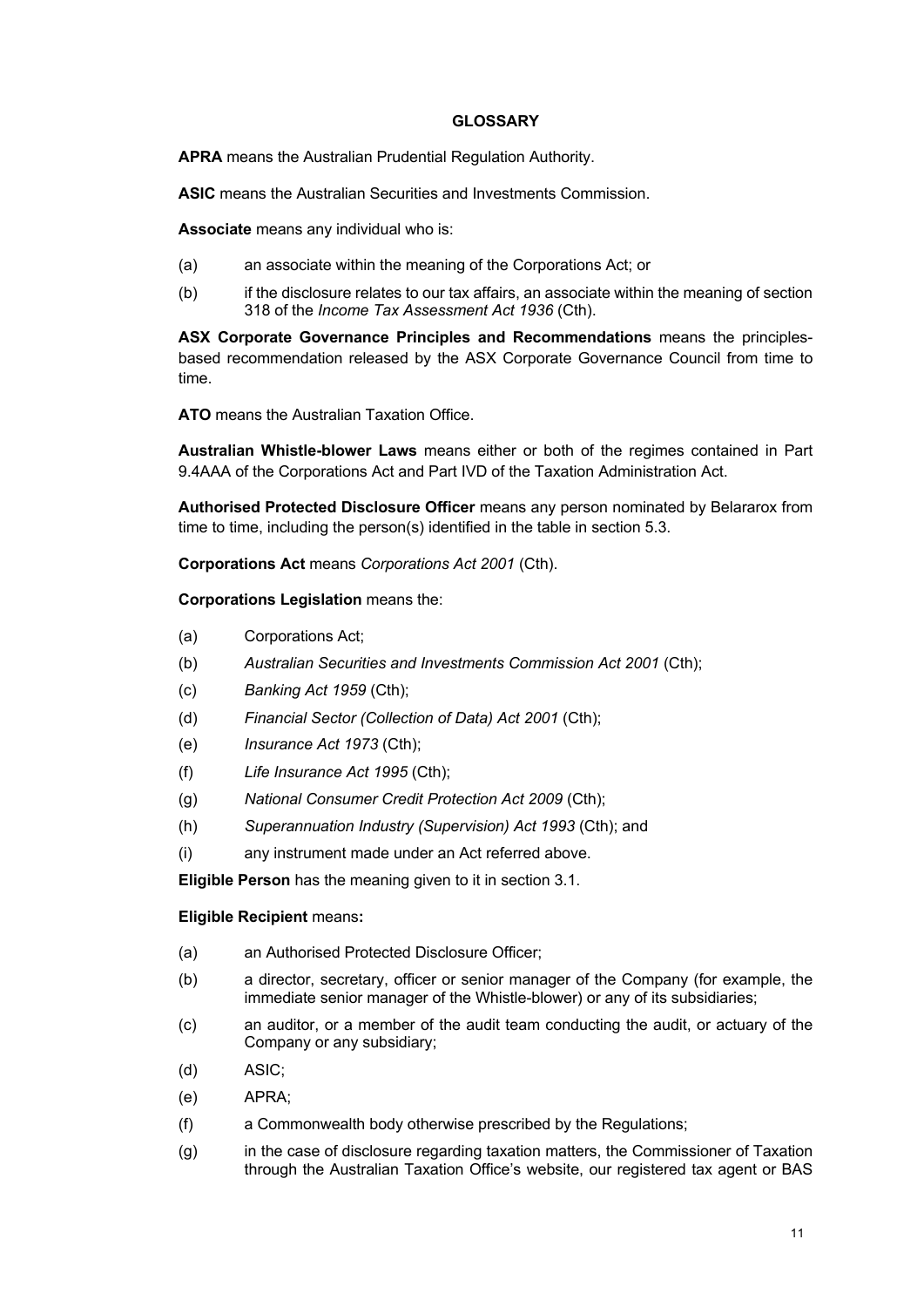# GLOSSARY

**APRA** means the Australian Prudential Regulation Authority.

**ASIC** means the Australian Securities and Investments Commission.

**Associate** means any individual who is:

(a) an associate within the meaning of the Corporations Act; or

(b) if the disclosure relates to our tax affairs, an associate within the meaning of section 318 of the *Income Tax Assessment Act 1936* (Cth).

**ASX Corporate Governance Principles and Recommendations** means the principles-based recommendation released by the ASX Corporate Governance Council from time to time.

**ATO** means the Australian Taxation Office.

**Australian Whistle-blower Laws** means either or both of the regimes contained in Part 9.4AAA of the Corporations Act and Part IVD of the Taxation Administration Act.

**Authorised Protected Disclosure Officer** means any person nominated by Belararox from time to time, including the person(s) identified in the table in section 5.3.

**Corporations Act** means *Corporations Act 2001* (Cth).

**Corporations Legislation** means the:

(a) Corporations Act;

(b) *Australian Securities and Investments Commission Act 2001* (Cth);

(c) *Banking Act 1959* (Cth);

(d) *Financial Sector (Collection of Data) Act 2001* (Cth);

(e) *Insurance Act 1973* (Cth);

(f) *Life Insurance Act 1995* (Cth);

(g) *National Consumer Credit Protection Act 2009* (Cth);

(h) *Superannuation Industry (Supervision) Act 1993* (Cth); and

(i) any instrument made under an Act referred above.

**Eligible Person** has the meaning given to it in section 3.1.

**Eligible Recipient** means**:**

(a) an Authorised Protected Disclosure Officer;

(b) a director, secretary, officer or senior manager of the Company (for example, the immediate senior manager of the Whistle-blower) or any of its subsidiaries;

(c) an auditor, or a member of the audit team conducting the audit, or actuary of the Company or any subsidiary;

(d) ASIC;

(e) APRA;

(f) a Commonwealth body otherwise prescribed by the Regulations;

(g) in the case of disclosure regarding taxation matters, the Commissioner of Taxation through the Australian Taxation Office's website, our registered tax agent or BAS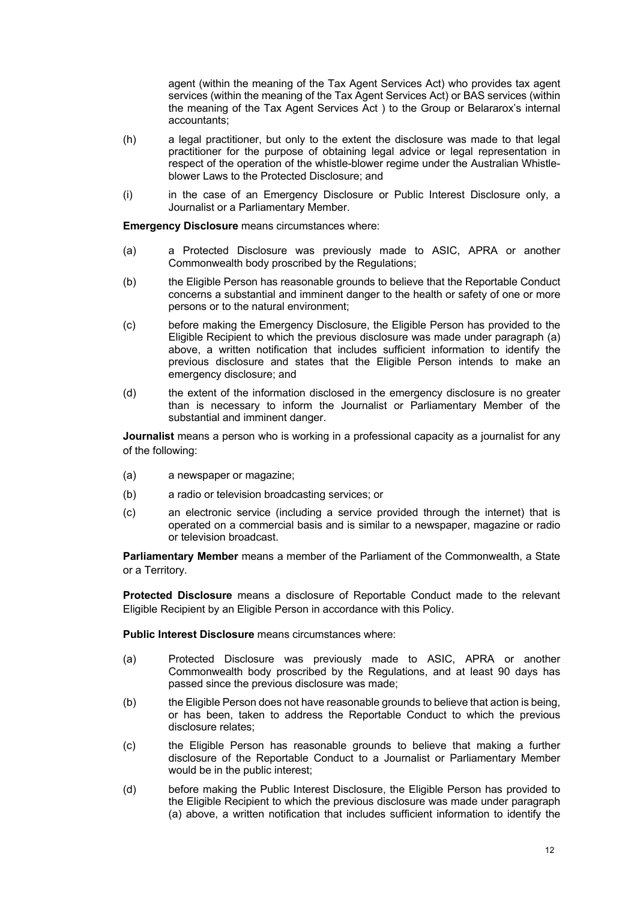agent (within the meaning of the Tax Agent Services Act) who provides tax agent services (within the meaning of the Tax Agent Services Act) or BAS services (within the meaning of the Tax Agent Services Act ) to the Group or Belararox's internal accountants;

(h) a legal practitioner, but only to the extent the disclosure was made to that legal practitioner for the purpose of obtaining legal advice or legal representation in respect of the operation of the whistle-blower regime under the Australian Whistle-blower Laws to the Protected Disclosure; and

(i) in the case of an Emergency Disclosure or Public Interest Disclosure only, a Journalist or a Parliamentary Member.

**Emergency Disclosure** means circumstances where:

(a) a Protected Disclosure was previously made to ASIC, APRA or another Commonwealth body proscribed by the Regulations;

(b) the Eligible Person has reasonable grounds to believe that the Reportable Conduct concerns a substantial and imminent danger to the health or safety of one or more persons or to the natural environment;

(c) before making the Emergency Disclosure, the Eligible Person has provided to the Eligible Recipient to which the previous disclosure was made under paragraph (a) above, a written notification that includes sufficient information to identify the previous disclosure and states that the Eligible Person intends to make an emergency disclosure; and

(d) the extent of the information disclosed in the emergency disclosure is no greater than is necessary to inform the Journalist or Parliamentary Member of the substantial and imminent danger.

**Journalist** means a person who is working in a professional capacity as a journalist for any of the following:

(a) a newspaper or magazine;

(b) a radio or television broadcasting services; or

(c) an electronic service (including a service provided through the internet) that is operated on a commercial basis and is similar to a newspaper, magazine or radio or television broadcast.

**Parliamentary Member** means a member of the Parliament of the Commonwealth, a State or a Territory.

**Protected Disclosure** means a disclosure of Reportable Conduct made to the relevant Eligible Recipient by an Eligible Person in accordance with this Policy.

**Public Interest Disclosure** means circumstances where:

(a) Protected Disclosure was previously made to ASIC, APRA or another Commonwealth body proscribed by the Regulations, and at least 90 days has passed since the previous disclosure was made;

(b) the Eligible Person does not have reasonable grounds to believe that action is being, or has been, taken to address the Reportable Conduct to which the previous disclosure relates;

(c) the Eligible Person has reasonable grounds to believe that making a further disclosure of the Reportable Conduct to a Journalist or Parliamentary Member would be in the public interest;

(d) before making the Public Interest Disclosure, the Eligible Person has provided to the Eligible Recipient to which the previous disclosure was made under paragraph (a) above, a written notification that includes sufficient information to identify the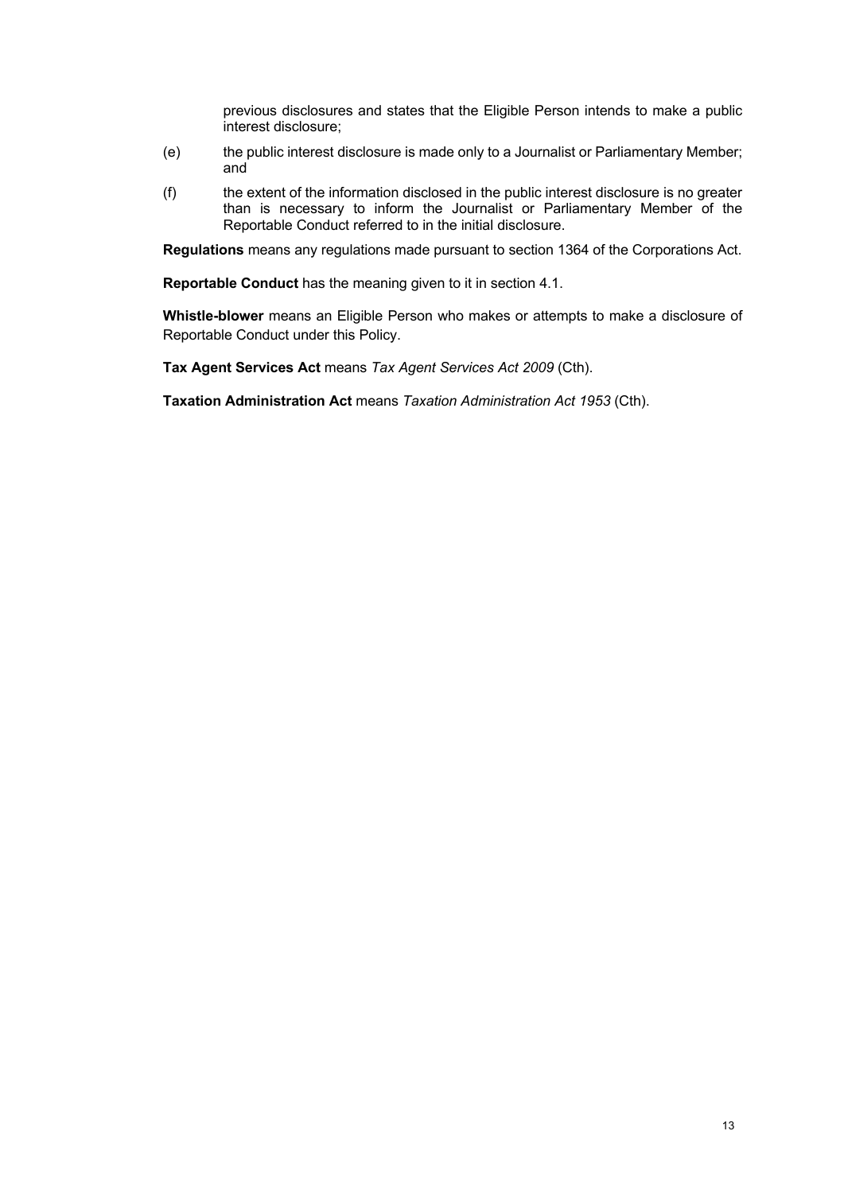previous disclosures and states that the Eligible Person intends to make a public interest disclosure;

(e) the public interest disclosure is made only to a Journalist or Parliamentary Member; and

(f) the extent of the information disclosed in the public interest disclosure is no greater than is necessary to inform the Journalist or Parliamentary Member of the Reportable Conduct referred to in the initial disclosure.

**Regulations** means any regulations made pursuant to section 1364 of the Corporations Act.

**Reportable Conduct** has the meaning given to it in section 4.1.

**Whistle-blower** means an Eligible Person who makes or attempts to make a disclosure of Reportable Conduct under this Policy.

**Tax Agent Services Act** means *Tax Agent Services Act 2009* (Cth).

**Taxation Administration Act** means *Taxation Administration Act 1953* (Cth).